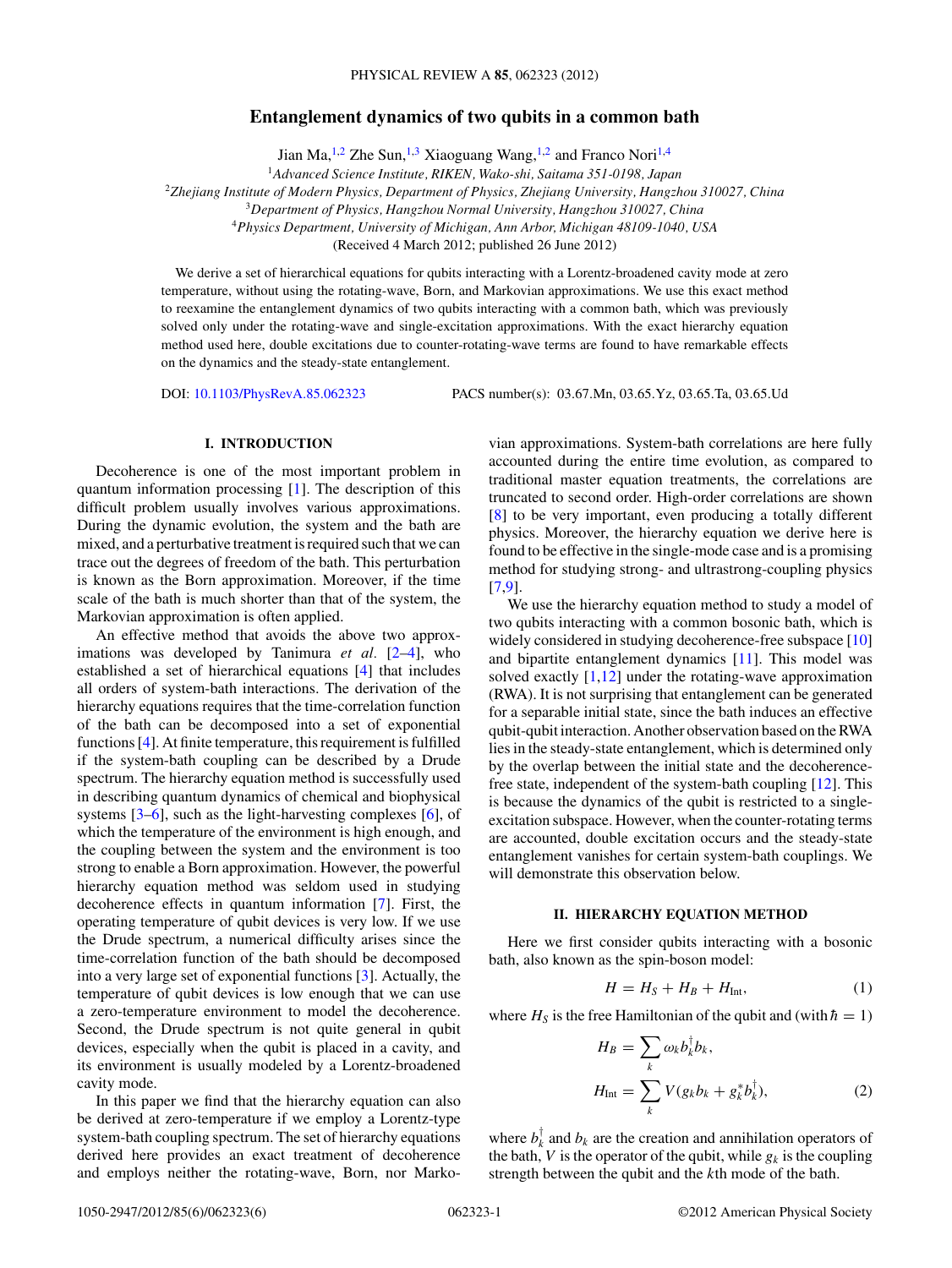# Entanglement dynamics of two qubits in a common bath

Jian Ma,[1,2] Zhe Sun,[1,3] Xiaoguang Wang,[1,2] and Franco Nori[1,4]

[1] *Advanced Science Institute, RIKEN, Wako-shi, Saitama 351-0198, Japan*
[2] *Zhejiang Institute of Modern Physics, Department of Physics, Zhejiang University, Hangzhou 310027, China*
[3] *Department of Physics, Hangzhou Normal University, Hangzhou 310027, China*
[4] *Physics Department, University of Michigan, Ann Arbor, Michigan 48109-1040, USA*

(Received 4 March 2012; published 26 June 2012)

We derive a set of hierarchical equations for qubits interacting with a Lorentz-broadened cavity mode at zero temperature, without using the rotating-wave, Born, and Markovian approximations. We use this exact method to reexamine the entanglement dynamics of two qubits interacting with a common bath, which was previously solved only under the rotating-wave and single-excitation approximations. With the exact hierarchy equation method used here, double excitations due to counter-rotating-wave terms are found to have remarkable effects on the dynamics and the steady-state entanglement.

DOI: 10.1103/PhysRevA.85.062323 PACS number(s): 03.67.Mn, 03.65.Yz, 03.65.Ta, 03.65.Ud

## I. INTRODUCTION

Decoherence is one of the most important problem in quantum information processing [1]. The description of this difficult problem usually involves various approximations. During the dynamic evolution, the system and the bath are mixed, and a perturbative treatment is required such that we can trace out the degrees of freedom of the bath. This perturbation is known as the Born approximation. Moreover, if the time scale of the bath is much shorter than that of the system, the Markovian approximation is often applied.

An effective method that avoids the above two approximations was developed by Tanimura *et al.* [2–4], who established a set of hierarchical equations [4] that includes all orders of system-bath interactions. The derivation of the hierarchy equations requires that the time-correlation function of the bath can be decomposed into a set of exponential functions [4]. At finite temperature, this requirement is fulfilled if the system-bath coupling can be described by a Drude spectrum. The hierarchy equation method is successfully used in describing quantum dynamics of chemical and biophysical systems [3–6], such as the light-harvesting complexes [6], of which the temperature of the environment is high enough, and the coupling between the system and the environment is too strong to enable a Born approximation. However, the powerful hierarchy equation method was seldom used in studying decoherence effects in quantum information [7]. First, the operating temperature of qubit devices is very low. If we use the Drude spectrum, a numerical difficulty arises since the time-correlation function of the bath should be decomposed into a very large set of exponential functions [3]. Actually, the temperature of qubit devices is low enough that we can use a zero-temperature environment to model the decoherence. Second, the Drude spectrum is not quite general in qubit devices, especially when the qubit is placed in a cavity, and its environment is usually modeled by a Lorentz-broadened cavity mode.

In this paper we find that the hierarchy equation can also be derived at zero-temperature if we employ a Lorentz-type system-bath coupling spectrum. The set of hierarchy equations derived here provides an exact treatment of decoherence and employs neither the rotating-wave, Born, nor Markovian approximations. System-bath correlations are here fully accounted during the entire time evolution, as compared to traditional master equation treatments, the correlations are truncated to second order. High-order correlations are shown [8] to be very important, even producing a totally different physics. Moreover, the hierarchy equation we derive here is found to be effective in the single-mode case and is a promising method for studying strong- and ultrastrong-coupling physics [7,9].

We use the hierarchy equation method to study a model of two qubits interacting with a common bosonic bath, which is widely considered in studying decoherence-free subspace [10] and bipartite entanglement dynamics [11]. This model was solved exactly [1,12] under the rotating-wave approximation (RWA). It is not surprising that entanglement can be generated for a separable initial state, since the bath induces an effective qubit-qubit interaction. Another observation based on the RWA lies in the steady-state entanglement, which is determined only by the overlap between the initial state and the decoherence-free state, independent of the system-bath coupling [12]. This is because the dynamics of the qubit is restricted to a single-excitation subspace. However, when the counter-rotating terms are accounted, double excitation occurs and the steady-state entanglement vanishes for certain system-bath couplings. We will demonstrate this observation below.

## II. HIERARCHY EQUATION METHOD

Here we first consider qubits interacting with a bosonic bath, also known as the spin-boson model:

$$H = H_S + H_B + H_{\text{Int}}, \tag{1}$$

where $H_S$ is the free Hamiltonian of the qubit and (with $\hbar = 1$)

$$\begin{aligned} H_B &= \sum_k \omega_k b_k^\dagger b_k, \\ H_{\text{Int}} &= \sum_k V(g_k b_k + g_k^* b_k^\dagger), \end{aligned} \tag{2}$$

where $b_k^\dagger$ and $b_k$ are the creation and annihilation operators of the bath, $V$ is the operator of the qubit, while $g_k$ is the coupling strength between the qubit and the $k$th mode of the bath.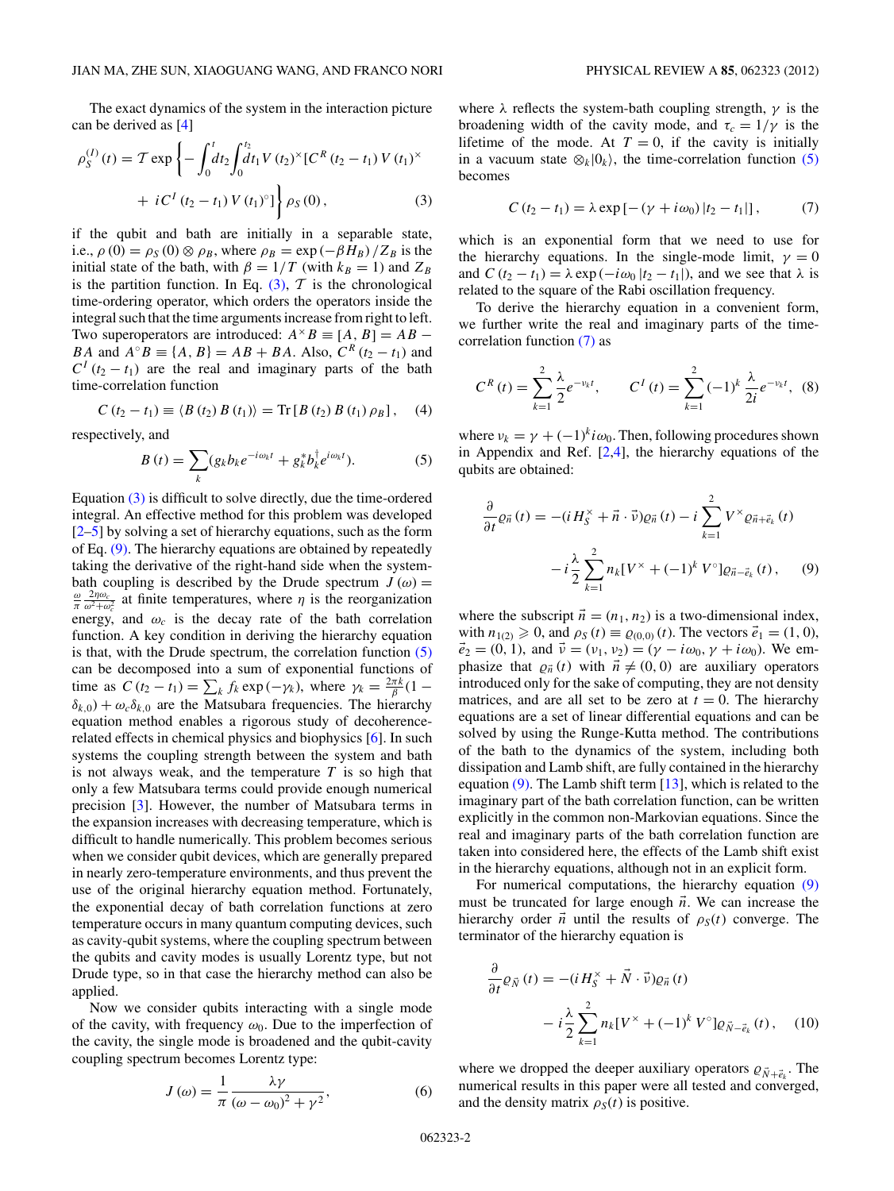The exact dynamics of the system in the interaction picture can be derived as [4]

$$\rho_S^{(I)}(t) = \mathcal{T} \exp\left\{-\int_0^t dt_2 \int_0^{t_2} dt_1 V(t_2)^\times [C^R(t_2 - t_1) V(t_1)^\times + iC^I(t_2 - t_1) V(t_1)^\circ]\right\} \rho_S(0), \tag{3}$$

if the qubit and bath are initially in a separable state, i.e., $\rho(0) = \rho_S(0) \otimes \rho_B$, where $\rho_B = \exp(-\beta H_B)/Z_B$ is the initial state of the bath, with $\beta = 1/T$ (with $k_B = 1$) and $Z_B$ is the partition function. In Eq. (3), $\mathcal{T}$ is the chronological time-ordering operator, which orders the operators inside the integral such that the time arguments increase from right to left. Two superoperators are introduced: $A^\times B \equiv [A, B] = AB - BA$ and $A^\circ B \equiv \{A, B\} = AB + BA$. Also, $C^R(t_2 - t_1)$ and $C^I(t_2 - t_1)$ are the real and imaginary parts of the bath time-correlation function

$$C(t_2 - t_1) \equiv \langle B(t_2) B(t_1)\rangle = \mathrm{Tr}[B(t_2) B(t_1) \rho_B], \tag{4}$$

respectively, and

$$B(t) = \sum_k (g_k b_k e^{-i\omega_k t} + g_k^* b_k^\dagger e^{i\omega_k t}). \tag{5}$$

Equation (3) is difficult to solve directly, due the time-ordered integral. An effective method for this problem was developed [2–5] by solving a set of hierarchy equations, such as the form of Eq. (9). The hierarchy equations are obtained by repeatedly taking the derivative of the right-hand side when the system-bath coupling is described by the Drude spectrum $J(\omega) = \frac{\omega}{\pi}\frac{2\eta\omega_c}{\omega^2+\omega_c^2}$ at finite temperatures, where $\eta$ is the reorganization energy, and $\omega_c$ is the decay rate of the bath correlation function. A key condition in deriving the hierarchy equation is that, with the Drude spectrum, the correlation function (5) can be decomposed into a sum of exponential functions of time as $C(t_2 - t_1) = \sum_k f_k \exp(-\gamma_k)$, where $\gamma_k = \frac{2\pi k}{\beta}(1 - \delta_{k,0}) + \omega_c \delta_{k,0}$ are the Matsubara frequencies. The hierarchy equation method enables a rigorous study of decoherence-related effects in chemical physics and biophysics [6]. In such systems the coupling strength between the system and bath is not always weak, and the temperature $T$ is so high that only a few Matsubara terms could provide enough numerical precision [3]. However, the number of Matsubara terms in the expansion increases with decreasing temperature, which is difficult to handle numerically. This problem becomes serious when we consider qubit devices, which are generally prepared in nearly zero-temperature environments, and thus prevent the use of the original hierarchy equation method. Fortunately, the exponential decay of bath correlation functions at zero temperature occurs in many quantum computing devices, such as cavity-qubit systems, where the coupling spectrum between the qubits and cavity modes is usually Lorentz type, but not Drude type, so in that case the hierarchy method can also be applied.

Now we consider qubits interacting with a single mode of the cavity, with frequency $\omega_0$. Due to the imperfection of the cavity, the single mode is broadened and the qubit-cavity coupling spectrum becomes Lorentz type:

$$J(\omega) = \frac{1}{\pi}\frac{\lambda\gamma}{(\omega - \omega_0)^2 + \gamma^2}, \tag{6}$$

where $\lambda$ reflects the system-bath coupling strength, $\gamma$ is the broadening width of the cavity mode, and $\tau_c = 1/\gamma$ is the lifetime of the mode. At $T = 0$, if the cavity is initially in a vacuum state $\otimes_k |0_k\rangle$, the time-correlation function (5) becomes

$$C(t_2 - t_1) = \lambda \exp[-(\gamma + i\omega_0)|t_2 - t_1|], \tag{7}$$

which is an exponential form that we need to use for the hierarchy equations. In the single-mode limit, $\gamma = 0$ and $C(t_2 - t_1) = \lambda \exp(-i\omega_0 |t_2 - t_1|)$, and we see that $\lambda$ is related to the square of the Rabi oscillation frequency.

To derive the hierarchy equation in a convenient form, we further write the real and imaginary parts of the time-correlation function (7) as

$$C^R(t) = \sum_{k=1}^2 \frac{\lambda}{2} e^{-\nu_k t}, \qquad C^I(t) = \sum_{k=1}^2 (-1)^k \frac{\lambda}{2i} e^{-\nu_k t}, \tag{8}$$

where $\nu_k = \gamma + (-1)^k i\omega_0$. Then, following procedures shown in Appendix and Ref. [2,4], the hierarchy equations of the qubits are obtained:

$$\frac{\partial}{\partial t}\varrho_{\vec{n}}(t) = -(iH_S^\times + \vec{n}\cdot\vec{\nu})\varrho_{\vec{n}}(t) - i\sum_{k=1}^2 V^\times \varrho_{\vec{n}+\vec{e}_k}(t) - i\frac{\lambda}{2}\sum_{k=1}^2 n_k [V^\times + (-1)^k V^\circ]\varrho_{\vec{n}-\vec{e}_k}(t), \tag{9}$$

where the subscript $\vec{n} = (n_1, n_2)$ is a two-dimensional index, with $n_{1(2)} \geqslant 0$, and $\rho_S(t) \equiv \varrho_{(0,0)}(t)$. The vectors $\vec{e}_1 = (1, 0)$, $\vec{e}_2 = (0, 1)$, and $\vec{\nu} = (\nu_1, \nu_2) = (\gamma - i\omega_0, \gamma + i\omega_0)$. We emphasize that $\varrho_{\vec{n}}(t)$ with $\vec{n} \neq (0, 0)$ are auxiliary operators introduced only for the sake of computing, they are not density matrices, and are all set to be zero at $t = 0$. The hierarchy equations are a set of linear differential equations and can be solved by using the Runge-Kutta method. The contributions of the bath to the dynamics of the system, including both dissipation and Lamb shift, are fully contained in the hierarchy equation (9). The Lamb shift term [13], which is related to the imaginary part of the bath correlation function, can be written explicitly in the common non-Markovian equations. Since the real and imaginary parts of the bath correlation function are taken into considered here, the effects of the Lamb shift exist in the hierarchy equations, although not in an explicit form.

For numerical computations, the hierarchy equation (9) must be truncated for large enough $\vec{n}$. We can increase the hierarchy order $\vec{n}$ until the results of $\rho_S(t)$ converge. The terminator of the hierarchy equation is

$$\frac{\partial}{\partial t}\varrho_{\vec{N}}(t) = -(iH_S^\times + \vec{N}\cdot\vec{\nu})\varrho_{\vec{n}}(t) - i\frac{\lambda}{2}\sum_{k=1}^2 n_k [V^\times + (-1)^k V^\circ]\varrho_{\vec{N}-\vec{e}_k}(t), \tag{10}$$

where we dropped the deeper auxiliary operators $\varrho_{\vec{N}+\vec{e}_k}$. The numerical results in this paper were all tested and converged, and the density matrix $\rho_S(t)$ is positive.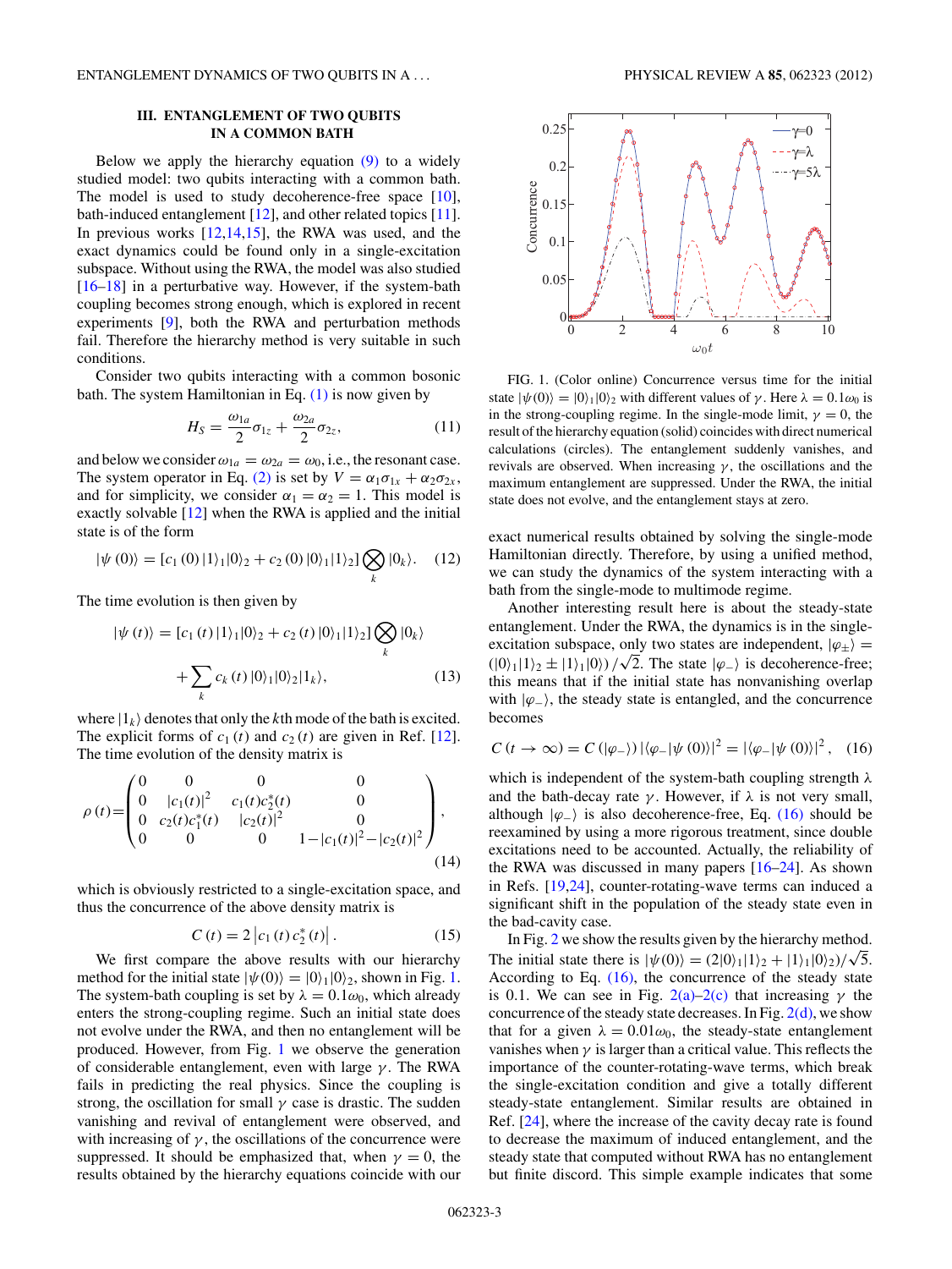### III. ENTANGLEMENT OF TWO QUBITS IN A COMMON BATH

Below we apply the hierarchy equation (9) to a widely studied model: two qubits interacting with a common bath. The model is used to study decoherence-free space [10], bath-induced entanglement [12], and other related topics [11]. In previous works [12,14,15], the RWA was used, and the exact dynamics could be found only in a single-excitation subspace. Without using the RWA, the model was also studied [16–18] in a perturbative way. However, if the system-bath coupling becomes strong enough, which is explored in recent experiments [9], both the RWA and perturbation methods fail. Therefore the hierarchy method is very suitable in such conditions.

Consider two qubits interacting with a common bosonic bath. The system Hamiltonian in Eq. (1) is now given by

$$H_S = \frac{\omega_{1a}}{2}\sigma_{1z} + \frac{\omega_{2a}}{2}\sigma_{2z}, \tag{11}$$

and below we consider $\omega_{1a} = \omega_{2a} = \omega_0$, i.e., the resonant case. The system operator in Eq. (2) is set by $V = \alpha_1\sigma_{1x} + \alpha_2\sigma_{2x}$, and for simplicity, we consider $\alpha_1 = \alpha_2 = 1$. This model is exactly solvable [12] when the RWA is applied and the initial state is of the form

$$|\psi(0)\rangle = [c_1(0)\,|1\rangle_1|0\rangle_2 + c_2(0)\,|0\rangle_1|1\rangle_2]\bigotimes_k |0_k\rangle. \tag{12}$$

The time evolution is then given by

$$|\psi(t)\rangle = [c_1(t)\,|1\rangle_1|0\rangle_2 + c_2(t)\,|0\rangle_1|1\rangle_2]\bigotimes_k |0_k\rangle + \sum_k c_k(t)\,|0\rangle_1|0\rangle_2|1_k\rangle, \tag{13}$$

where $|1_k\rangle$ denotes that only the $k$th mode of the bath is excited. The explicit forms of $c_1(t)$ and $c_2(t)$ are given in Ref. [12]. The time evolution of the density matrix is

$$\rho(t) = \begin{pmatrix} 0 & 0 & 0 & 0 \\ 0 & |c_1(t)|^2 & c_1(t)c_2^*(t) & 0 \\ 0 & c_2(t)c_1^*(t) & |c_2(t)|^2 & 0 \\ 0 & 0 & 0 & 1-|c_1(t)|^2-|c_2(t)|^2 \end{pmatrix}, \tag{14}$$

which is obviously restricted to a single-excitation space, and thus the concurrence of the above density matrix is

$$C(t) = 2\left|c_1(t)\,c_2^*(t)\right|. \tag{15}$$

We first compare the above results with our hierarchy method for the initial state $|\psi(0)\rangle = |0\rangle_1|0\rangle_2$, shown in Fig. 1. The system-bath coupling is set by $\lambda = 0.1\omega_0$, which already enters the strong-coupling regime. Such an initial state does not evolve under the RWA, and then no entanglement will be produced. However, from Fig. 1 we observe the generation of considerable entanglement, even with large $\gamma$. The RWA fails in predicting the real physics. Since the coupling is strong, the oscillation for small $\gamma$ case is drastic. The sudden vanishing and revival of entanglement were observed, and with increasing of $\gamma$, the oscillations of the concurrence were suppressed. It should be emphasized that, when $\gamma = 0$, the results obtained by the hierarchy equations coincide with our exact numerical results obtained by solving the single-mode Hamiltonian directly. Therefore, by using a unified method, we can study the dynamics of the system interacting with a bath from the single-mode to multimode regime.

FIG. 1. (Color online) Concurrence versus time for the initial state $|\psi(0)\rangle = |0\rangle_1|0\rangle_2$ with different values of $\gamma$. Here $\lambda = 0.1\omega_0$ is in the strong-coupling regime. In the single-mode limit, $\gamma = 0$, the result of the hierarchy equation (solid) coincides with direct numerical calculations (circles). The entanglement suddenly vanishes, and revivals are observed. When increasing $\gamma$, the oscillations and the maximum entanglement are suppressed. Under the RWA, the initial state does not evolve, and the entanglement stays at zero.

Another interesting result here is about the steady-state entanglement. Under the RWA, the dynamics is in the single-excitation subspace, only two states are independent, $|\varphi_\pm\rangle = (|0\rangle_1|1\rangle_2 \pm |1\rangle_1|0\rangle)/\sqrt{2}$. The state $|\varphi_-\rangle$ is decoherence-free; this means that if the initial state has nonvanishing overlap with $|\varphi_-\rangle$, the steady state is entangled, and the concurrence becomes

$$C(t\to\infty) = C(|\varphi_-\rangle)\,|\langle\varphi_-|\psi(0)\rangle|^2 = |\langle\varphi_-|\psi(0)\rangle|^2, \tag{16}$$

which is independent of the system-bath coupling strength $\lambda$ and the bath-decay rate $\gamma$. However, if $\lambda$ is not very small, although $|\varphi_-\rangle$ is also decoherence-free, Eq. (16) should be reexamined by using a more rigorous treatment, since double excitations need to be accounted. Actually, the reliability of the RWA was discussed in many papers [16–24]. As shown in Refs. [19,24], counter-rotating-wave terms can induced a significant shift in the population of the steady state even in the bad-cavity case.

In Fig. 2 we show the results given by the hierarchy method. The initial state there is $|\psi(0)\rangle = (2|0\rangle_1|1\rangle_2 + |1\rangle_1|0\rangle_2)/\sqrt{5}$. According to Eq. (16), the concurrence of the steady state is 0.1. We can see in Fig. 2(a)–2(c) that increasing $\gamma$ the concurrence of the steady state decreases. In Fig. 2(d), we show that for a given $\lambda = 0.01\omega_0$, the steady-state entanglement vanishes when $\gamma$ is larger than a critical value. This reflects the importance of the counter-rotating-wave terms, which break the single-excitation condition and give a totally different steady-state entanglement. Similar results are obtained in Ref. [24], where the increase of the cavity decay rate is found to decrease the maximum of induced entanglement, and the steady state that computed without RWA has no entanglement but finite discord. This simple example indicates that some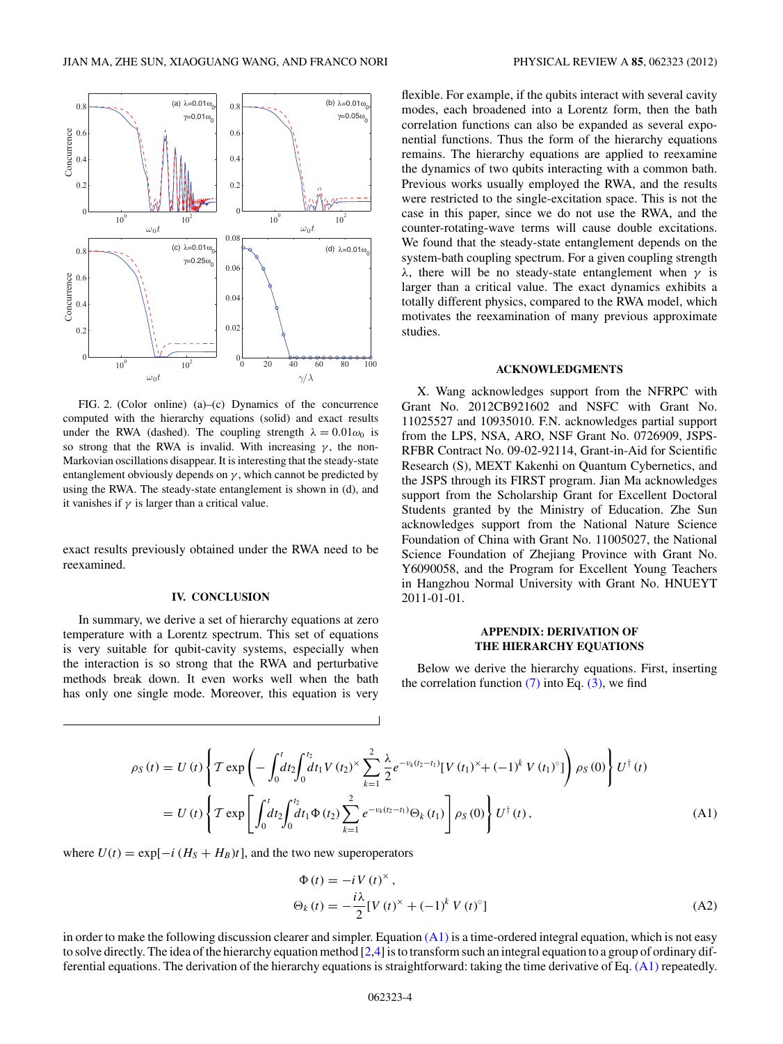FIG. 2. (Color online) (a)–(c) Dynamics of the concurrence computed with the hierarchy equations (solid) and exact results under the RWA (dashed). The coupling strength $\lambda = 0.01\omega_0$ is so strong that the RWA is invalid. With increasing $\gamma$, the non-Markovian oscillations disappear. It is interesting that the steady-state entanglement obviously depends on $\gamma$, which cannot be predicted by using the RWA. The steady-state entanglement is shown in (d), and it vanishes if $\gamma$ is larger than a critical value.

exact results previously obtained under the RWA need to be reexamined.

## IV. CONCLUSION

In summary, we derive a set of hierarchy equations at zero temperature with a Lorentz spectrum. This set of equations is very suitable for qubit-cavity systems, especially when the interaction is so strong that the RWA and perturbative methods break down. It even works well when the bath has only one single mode. Moreover, this equation is very flexible. For example, if the qubits interact with several cavity modes, each broadened into a Lorentz form, then the bath correlation functions can also be expanded as several exponential functions. Thus the form of the hierarchy equations remains. The hierarchy equations are applied to reexamine the dynamics of two qubits interacting with a common bath. Previous works usually employed the RWA, and the results were restricted to the single-excitation space. This is not the case in this paper, since we do not use the RWA, and the counter-rotating-wave terms will cause double excitations. We found that the steady-state entanglement depends on the system-bath coupling spectrum. For a given coupling strength $\lambda$, there will be no steady-state entanglement when $\gamma$ is larger than a critical value. The exact dynamics exhibits a totally different physics, compared to the RWA model, which motivates the reexamination of many previous approximate studies.

## ACKNOWLEDGMENTS

X. Wang acknowledges support from the NFRPC with Grant No. 2012CB921602 and NSFC with Grant No. 11025527 and 10935010. F.N. acknowledges partial support from the LPS, NSA, ARO, NSF Grant No. 0726909, JSPS-RFBR Contract No. 09-02-92114, Grant-in-Aid for Scientific Research (S), MEXT Kakenhi on Quantum Cybernetics, and the JSPS through its FIRST program. Jian Ma acknowledges support from the Scholarship Grant for Excellent Doctoral Students granted by the Ministry of Education. Zhe Sun acknowledges support from the National Nature Science Foundation of China with Grant No. 11005027, the National Science Foundation of Zhejiang Province with Grant No. Y6090058, and the Program for Excellent Young Teachers in Hangzhou Normal University with Grant No. HNUEYT 2011-01-01.

## APPENDIX: DERIVATION OF THE HIERARCHY EQUATIONS

Below we derive the hierarchy equations. First, inserting the correlation function (7) into Eq. (3), we find

$$
\begin{aligned}
\rho_S(t) &= U(t)\left\{\mathcal{T}\exp\left(-\int_0^t dt_2\int_0^{t_2} dt_1 V(t_2)^{\times}\sum_{k=1}^{2}\frac{\lambda}{2}e^{-\nu_k(t_2-t_1)}[V(t_1)^{\times}+(-1)^k V(t_1)^{\circ}]\right)\rho_S(0)\right\}U^{\dagger}(t)\\
&= U(t)\left\{\mathcal{T}\exp\left[\int_0^t dt_2\int_0^{t_2} dt_1 \Phi(t_2)\sum_{k=1}^{2}e^{-\nu_k(t_2-t_1)}\Theta_k(t_1)\right]\rho_S(0)\right\}U^{\dagger}(t),
\end{aligned}
\tag{A1}
$$

where $U(t) = \exp[-i(H_S + H_B)t]$, and the two new superoperators

$$
\begin{aligned}
\Phi(t) &= -iV(t)^{\times},\\
\Theta_k(t) &= -\frac{i\lambda}{2}[V(t)^{\times} + (-1)^k V(t)^{\circ}]
\end{aligned}
\tag{A2}
$$

in order to make the following discussion clearer and simpler. Equation (A1) is a time-ordered integral equation, which is not easy to solve directly. The idea of the hierarchy equation method [2,4] is to transform such an integral equation to a group of ordinary differential equations. The derivation of the hierarchy equations is straightforward: taking the time derivative of Eq. (A1) repeatedly.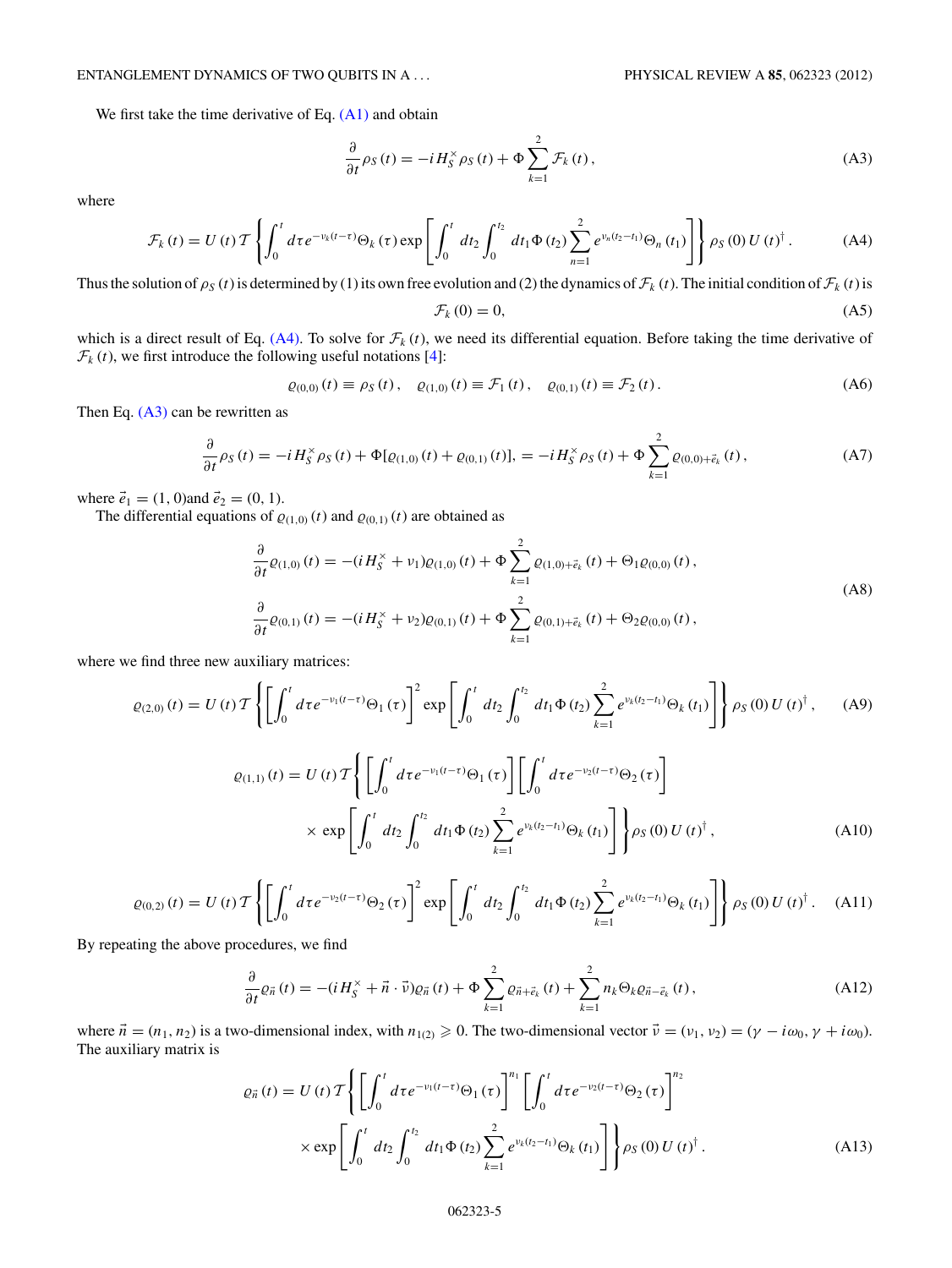We first take the time derivative of Eq. (A1) and obtain

$$\frac{\partial}{\partial t}\rho_S(t) = -iH_S^{\times}\rho_S(t) + \Phi\sum_{k=1}^{2}\mathcal{F}_k(t), \tag{A3}$$

where

$$\mathcal{F}_k(t) = U(t)\mathcal{T}\left\{\int_0^t d\tau e^{-\nu_k(t-\tau)}\Theta_k(\tau)\exp\left[\int_0^t dt_2\int_0^{t_2} dt_1\Phi(t_2)\sum_{n=1}^{2}e^{\nu_n(t_2-t_1)}\Theta_n(t_1)\right]\right\}\rho_S(0)U(t)^{\dagger}. \tag{A4}$$

Thus the solution of $\rho_S(t)$ is determined by (1) its own free evolution and (2) the dynamics of $\mathcal{F}_k(t)$. The initial condition of $\mathcal{F}_k(t)$ is

$$\mathcal{F}_k(0) = 0, \tag{A5}$$

which is a direct result of Eq. (A4). To solve for $\mathcal{F}_k(t)$, we need its differential equation. Before taking the time derivative of $\mathcal{F}_k(t)$, we first introduce the following useful notations [4]:

$$\varrho_{(0,0)}(t) \equiv \rho_S(t), \quad \varrho_{(1,0)}(t) \equiv \mathcal{F}_1(t), \quad \varrho_{(0,1)}(t) \equiv \mathcal{F}_2(t). \tag{A6}$$

Then Eq. (A3) can be rewritten as

$$\frac{\partial}{\partial t}\rho_S(t) = -iH_S^{\times}\rho_S(t) + \Phi[\varrho_{(1,0)}(t) + \varrho_{(0,1)}(t)], = -iH_S^{\times}\rho_S(t) + \Phi\sum_{k=1}^{2}\varrho_{(0,0)+\vec{e}_k}(t), \tag{A7}$$

where $\vec{e}_1 = (1,0)$and $\vec{e}_2 = (0,1)$.

The differential equations of $\varrho_{(1,0)}(t)$ and $\varrho_{(0,1)}(t)$ are obtained as

$$\begin{aligned}
\frac{\partial}{\partial t}\varrho_{(1,0)}(t) &= -(iH_S^{\times} + \nu_1)\varrho_{(1,0)}(t) + \Phi\sum_{k=1}^{2}\varrho_{(1,0)+\vec{e}_k}(t) + \Theta_1\varrho_{(0,0)}(t),\\
\frac{\partial}{\partial t}\varrho_{(0,1)}(t) &= -(iH_S^{\times} + \nu_2)\varrho_{(0,1)}(t) + \Phi\sum_{k=1}^{2}\varrho_{(0,1)+\vec{e}_k}(t) + \Theta_2\varrho_{(0,0)}(t),
\end{aligned} \tag{A8}$$

where we find three new auxiliary matrices:

$$\varrho_{(2,0)}(t) = U(t)\mathcal{T}\left\{\left[\int_0^t d\tau e^{-\nu_1(t-\tau)}\Theta_1(\tau)\right]^2\exp\left[\int_0^t dt_2\int_0^{t_2} dt_1\Phi(t_2)\sum_{k=1}^{2}e^{\nu_k(t_2-t_1)}\Theta_k(t_1)\right]\right\}\rho_S(0)U(t)^{\dagger}, \tag{A9}$$

$$\begin{aligned}
\varrho_{(1,1)}(t) = U(t)\mathcal{T}\Bigg\{&\left[\int_0^t d\tau e^{-\nu_1(t-\tau)}\Theta_1(\tau)\right]\left[\int_0^t d\tau e^{-\nu_2(t-\tau)}\Theta_2(\tau)\right]\\
&\times\exp\left[\int_0^t dt_2\int_0^{t_2} dt_1\Phi(t_2)\sum_{k=1}^{2}e^{\nu_k(t_2-t_1)}\Theta_k(t_1)\right]\Bigg\}\rho_S(0)U(t)^{\dagger},
\end{aligned} \tag{A10}$$

$$\varrho_{(0,2)}(t) = U(t)\mathcal{T}\left\{\left[\int_0^t d\tau e^{-\nu_2(t-\tau)}\Theta_2(\tau)\right]^2\exp\left[\int_0^t dt_2\int_0^{t_2} dt_1\Phi(t_2)\sum_{k=1}^{2}e^{\nu_k(t_2-t_1)}\Theta_k(t_1)\right]\right\}\rho_S(0)U(t)^{\dagger}. \tag{A11}$$

By repeating the above procedures, we find

$$\frac{\partial}{\partial t}\varrho_{\vec{n}}(t) = -(iH_S^{\times} + \vec{n}\cdot\vec{\nu})\varrho_{\vec{n}}(t) + \Phi\sum_{k=1}^{2}\varrho_{\vec{n}+\vec{e}_k}(t) + \sum_{k=1}^{2}n_k\Theta_k\varrho_{\vec{n}-\vec{e}_k}(t), \tag{A12}$$

where $\vec{n} = (n_1,n_2)$ is a two-dimensional index, with $n_{1(2)} \geqslant 0$. The two-dimensional vector $\vec{\nu} = (\nu_1,\nu_2) = (\gamma - i\omega_0, \gamma + i\omega_0)$. The auxiliary matrix is

$$\begin{aligned}
\varrho_{\vec{n}}(t) = U(t)\mathcal{T}\Bigg\{&\left[\int_0^t d\tau e^{-\nu_1(t-\tau)}\Theta_1(\tau)\right]^{n_1}\left[\int_0^t d\tau e^{-\nu_2(t-\tau)}\Theta_2(\tau)\right]^{n_2}\\
&\times\exp\left[\int_0^t dt_2\int_0^{t_2} dt_1\Phi(t_2)\sum_{k=1}^{2}e^{\nu_k(t_2-t_1)}\Theta_k(t_1)\right]\Bigg\}\rho_S(0)U(t)^{\dagger}.
\end{aligned} \tag{A13}$$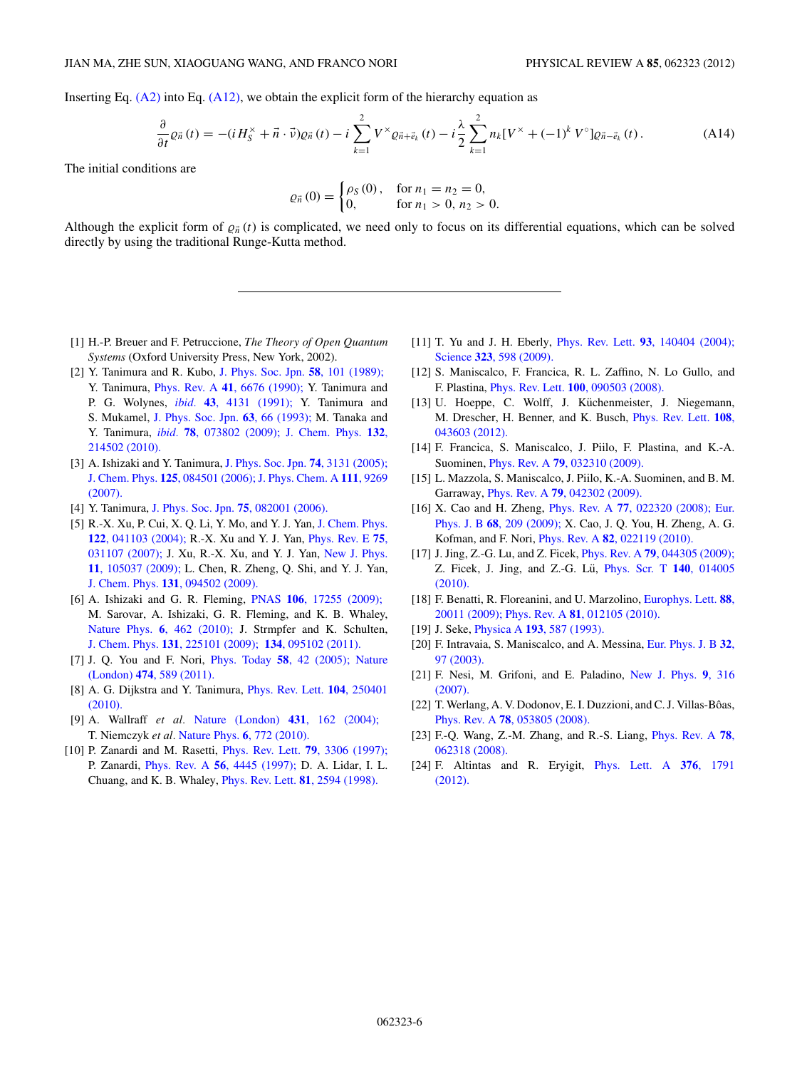Inserting Eq. (A2) into Eq. (A12), we obtain the explicit form of the hierarchy equation as

$$\frac{\partial}{\partial t}\varrho_{\vec{n}}(t) = -(iH_S^{\times} + \vec{n}\cdot\vec{\nu})\varrho_{\vec{n}}(t) - i\sum_{k=1}^{2} V^{\times}\varrho_{\vec{n}+\vec{e}_k}(t) - i\frac{\lambda}{2}\sum_{k=1}^{2} n_k[V^{\times} + (-1)^k V^{\circ}]\varrho_{\vec{n}-\vec{e}_k}(t). \tag{A14}$$

The initial conditions are

$$\varrho_{\vec{n}}(0) = \begin{cases} \rho_S(0), & \text{for } n_1 = n_2 = 0, \\ 0, & \text{for } n_1 > 0,\ n_2 > 0. \end{cases}$$

Although the explicit form of $\varrho_{\vec{n}}(t)$ is complicated, we need only to focus on its differential equations, which can be solved directly by using the traditional Runge-Kutta method.

---

[1] H.-P. Breuer and F. Petruccione, *The Theory of Open Quantum Systems* (Oxford University Press, New York, 2002).

[2] Y. Tanimura and R. Kubo, J. Phys. Soc. Jpn. **58**, 101 (1989); Y. Tanimura, Phys. Rev. A **41**, 6676 (1990); Y. Tanimura and P. G. Wolynes, *ibid.* **43**, 4131 (1991); Y. Tanimura and S. Mukamel, J. Phys. Soc. Jpn. **63**, 66 (1993); M. Tanaka and Y. Tanimura, *ibid.* **78**, 073802 (2009); J. Chem. Phys. **132**, 214502 (2010).

[3] A. Ishizaki and Y. Tanimura, J. Phys. Soc. Jpn. **74**, 3131 (2005); J. Chem. Phys. **125**, 084501 (2006); J. Phys. Chem. A **111**, 9269 (2007).

[4] Y. Tanimura, J. Phys. Soc. Jpn. **75**, 082001 (2006).

[5] R.-X. Xu, P. Cui, X. Q. Li, Y. Mo, and Y. J. Yan, J. Chem. Phys. **122**, 041103 (2004); R.-X. Xu and Y. J. Yan, Phys. Rev. E **75**, 031107 (2007); J. Xu, R.-X. Xu, and Y. J. Yan, New J. Phys. **11**, 105037 (2009); L. Chen, R. Zheng, Q. Shi, and Y. J. Yan, J. Chem. Phys. **131**, 094502 (2009).

[6] A. Ishizaki and G. R. Fleming, PNAS **106**, 17255 (2009); M. Sarovar, A. Ishizaki, G. R. Fleming, and K. B. Whaley, Nature Phys. **6**, 462 (2010); J. Strmpfer and K. Schulten, J. Chem. Phys. **131**, 225101 (2009); **134**, 095102 (2011).

[7] J. Q. You and F. Nori, Phys. Today **58**, 42 (2005); Nature (London) **474**, 589 (2011).

[8] A. G. Dijkstra and Y. Tanimura, Phys. Rev. Lett. **104**, 250401 (2010).

[9] A. Wallraff *et al.* Nature (London) **431**, 162 (2004); T. Niemczyk *et al.* Nature Phys. **6**, 772 (2010).

[10] P. Zanardi and M. Rasetti, Phys. Rev. Lett. **79**, 3306 (1997); P. Zanardi, Phys. Rev. A **56**, 4445 (1997); D. A. Lidar, I. L. Chuang, and K. B. Whaley, Phys. Rev. Lett. **81**, 2594 (1998).

[11] T. Yu and J. H. Eberly, Phys. Rev. Lett. **93**, 140404 (2004); Science **323**, 598 (2009).

[12] S. Maniscalco, F. Francica, R. L. Zaffino, N. Lo Gullo, and F. Plastina, Phys. Rev. Lett. **100**, 090503 (2008).

[13] U. Hoeppe, C. Wolff, J. Küchenmeister, J. Niegemann, M. Drescher, H. Benner, and K. Busch, Phys. Rev. Lett. **108**, 043603 (2012).

[14] F. Francica, S. Maniscalco, J. Piilo, F. Plastina, and K.-A. Suominen, Phys. Rev. A **79**, 032310 (2009).

[15] L. Mazzola, S. Maniscalco, J. Piilo, K.-A. Suominen, and B. M. Garraway, Phys. Rev. A **79**, 042302 (2009).

[16] X. Cao and H. Zheng, Phys. Rev. A **77**, 022320 (2008); Eur. Phys. J. B **68**, 209 (2009); X. Cao, J. Q. You, H. Zheng, A. G. Kofman, and F. Nori, Phys. Rev. A **82**, 022119 (2010).

[17] J. Jing, Z.-G. Lu, and Z. Ficek, Phys. Rev. A **79**, 044305 (2009); Z. Ficek, J. Jing, and Z.-G. Lü, Phys. Scr. T **140**, 014005 (2010).

[18] F. Benatti, R. Floreanini, and U. Marzolino, Europhys. Lett. **88**, 20011 (2009); Phys. Rev. A **81**, 012105 (2010).

[19] J. Seke, Physica A **193**, 587 (1993).

[20] F. Intravaia, S. Maniscalco, and A. Messina, Eur. Phys. J. B **32**, 97 (2003).

[21] F. Nesi, M. Grifoni, and E. Paladino, New J. Phys. **9**, 316 (2007).

[22] T. Werlang, A. V. Dodonov, E. I. Duzzioni, and C. J. Villas-Bôas, Phys. Rev. A **78**, 053805 (2008).

[23] F.-Q. Wang, Z.-M. Zhang, and R.-S. Liang, Phys. Rev. A **78**, 062318 (2008).

[24] F. Altintas and R. Eryigit, Phys. Lett. A **376**, 1791 (2012).